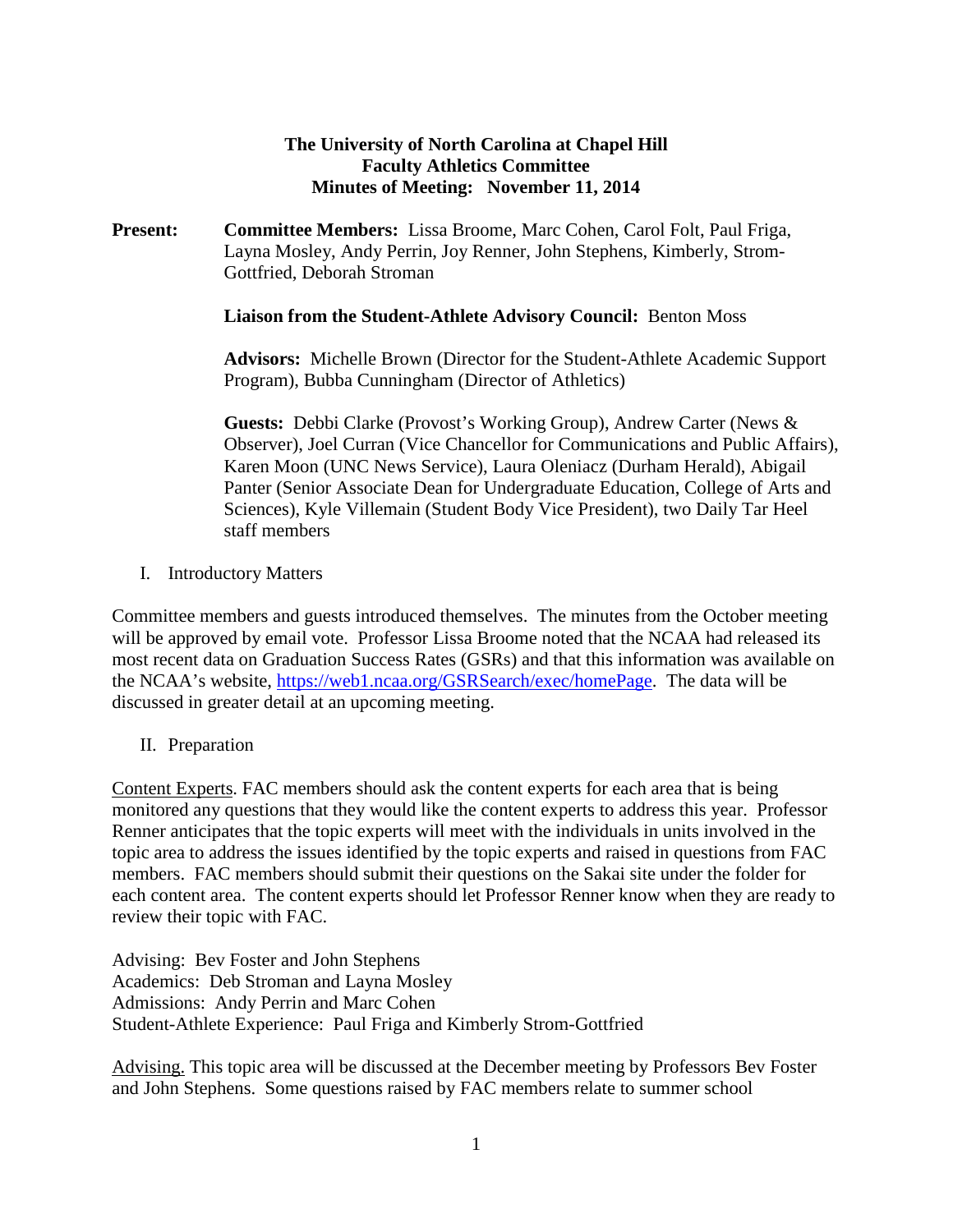**The University of North Carolina at Chapel Hill**
**Faculty Athletics Committee**
**Minutes of Meeting: November 11, 2014**

**Present:** **Committee Members:** Lissa Broome, Marc Cohen, Carol Folt, Paul Friga, Layna Mosley, Andy Perrin, Joy Renner, John Stephens, Kimberly, Strom-Gottfried, Deborah Stroman

**Liaison from the Student-Athlete Advisory Council:** Benton Moss

**Advisors:** Michelle Brown (Director for the Student-Athlete Academic Support Program), Bubba Cunningham (Director of Athletics)

**Guests:** Debbi Clarke (Provost's Working Group), Andrew Carter (News & Observer), Joel Curran (Vice Chancellor for Communications and Public Affairs), Karen Moon (UNC News Service), Laura Oleniacz (Durham Herald), Abigail Panter (Senior Associate Dean for Undergraduate Education, College of Arts and Sciences), Kyle Villemain (Student Body Vice President), two Daily Tar Heel staff members

I. Introductory Matters

Committee members and guests introduced themselves. The minutes from the October meeting will be approved by email vote. Professor Lissa Broome noted that the NCAA had released its most recent data on Graduation Success Rates (GSRs) and that this information was available on the NCAA's website, https://web1.ncaa.org/GSRSearch/exec/homePage. The data will be discussed in greater detail at an upcoming meeting.

II. Preparation

Content Experts. FAC members should ask the content experts for each area that is being monitored any questions that they would like the content experts to address this year. Professor Renner anticipates that the topic experts will meet with the individuals in units involved in the topic area to address the issues identified by the topic experts and raised in questions from FAC members. FAC members should submit their questions on the Sakai site under the folder for each content area. The content experts should let Professor Renner know when they are ready to review their topic with FAC.

Advising: Bev Foster and John Stephens
Academics: Deb Stroman and Layna Mosley
Admissions: Andy Perrin and Marc Cohen
Student-Athlete Experience: Paul Friga and Kimberly Strom-Gottfried

Advising. This topic area will be discussed at the December meeting by Professors Bev Foster and John Stephens. Some questions raised by FAC members relate to summer school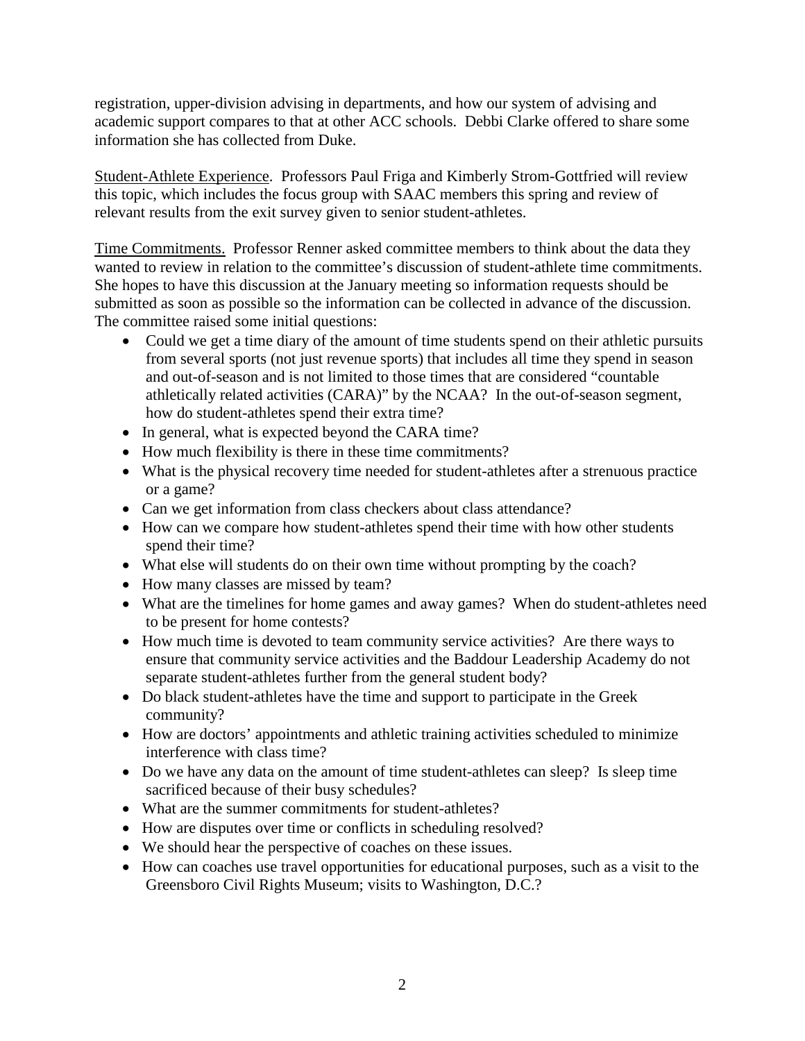registration, upper-division advising in departments, and how our system of advising and academic support compares to that at other ACC schools. Debbi Clarke offered to share some information she has collected from Duke.

Student-Athlete Experience. Professors Paul Friga and Kimberly Strom-Gottfried will review this topic, which includes the focus group with SAAC members this spring and review of relevant results from the exit survey given to senior student-athletes.

Time Commitments. Professor Renner asked committee members to think about the data they wanted to review in relation to the committee's discussion of student-athlete time commitments. She hopes to have this discussion at the January meeting so information requests should be submitted as soon as possible so the information can be collected in advance of the discussion. The committee raised some initial questions:

- Could we get a time diary of the amount of time students spend on their athletic pursuits from several sports (not just revenue sports) that includes all time they spend in season and out-of-season and is not limited to those times that are considered "countable athletically related activities (CARA)" by the NCAA? In the out-of-season segment, how do student-athletes spend their extra time?
- In general, what is expected beyond the CARA time?
- How much flexibility is there in these time commitments?
- What is the physical recovery time needed for student-athletes after a strenuous practice or a game?
- Can we get information from class checkers about class attendance?
- How can we compare how student-athletes spend their time with how other students spend their time?
- What else will students do on their own time without prompting by the coach?
- How many classes are missed by team?
- What are the timelines for home games and away games? When do student-athletes need to be present for home contests?
- How much time is devoted to team community service activities? Are there ways to ensure that community service activities and the Baddour Leadership Academy do not separate student-athletes further from the general student body?
- Do black student-athletes have the time and support to participate in the Greek community?
- How are doctors' appointments and athletic training activities scheduled to minimize interference with class time?
- Do we have any data on the amount of time student-athletes can sleep? Is sleep time sacrificed because of their busy schedules?
- What are the summer commitments for student-athletes?
- How are disputes over time or conflicts in scheduling resolved?
- We should hear the perspective of coaches on these issues.
- How can coaches use travel opportunities for educational purposes, such as a visit to the Greensboro Civil Rights Museum; visits to Washington, D.C.?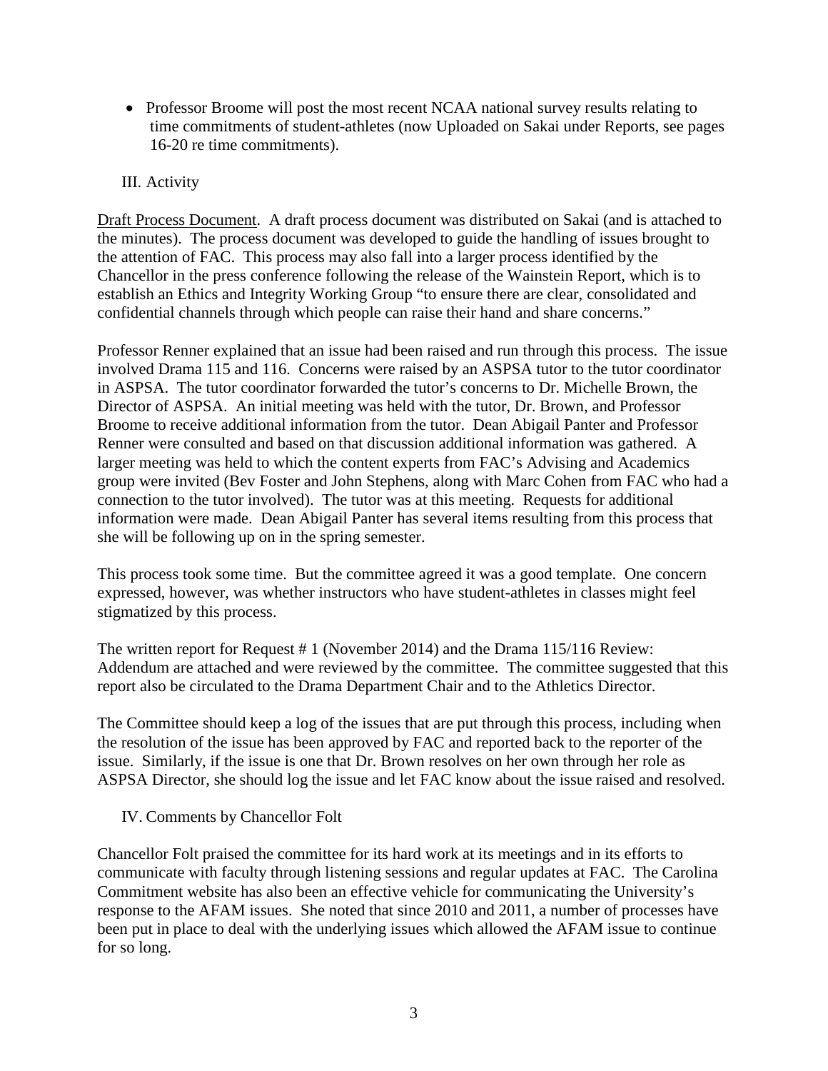- Professor Broome will post the most recent NCAA national survey results relating to time commitments of student-athletes (now Uploaded on Sakai under Reports, see pages 16-20 re time commitments).

III. Activity

Draft Process Document. A draft process document was distributed on Sakai (and is attached to the minutes). The process document was developed to guide the handling of issues brought to the attention of FAC. This process may also fall into a larger process identified by the Chancellor in the press conference following the release of the Wainstein Report, which is to establish an Ethics and Integrity Working Group "to ensure there are clear, consolidated and confidential channels through which people can raise their hand and share concerns."

Professor Renner explained that an issue had been raised and run through this process. The issue involved Drama 115 and 116. Concerns were raised by an ASPSA tutor to the tutor coordinator in ASPSA. The tutor coordinator forwarded the tutor's concerns to Dr. Michelle Brown, the Director of ASPSA. An initial meeting was held with the tutor, Dr. Brown, and Professor Broome to receive additional information from the tutor. Dean Abigail Panter and Professor Renner were consulted and based on that discussion additional information was gathered. A larger meeting was held to which the content experts from FAC's Advising and Academics group were invited (Bev Foster and John Stephens, along with Marc Cohen from FAC who had a connection to the tutor involved). The tutor was at this meeting. Requests for additional information were made. Dean Abigail Panter has several items resulting from this process that she will be following up on in the spring semester.

This process took some time. But the committee agreed it was a good template. One concern expressed, however, was whether instructors who have student-athletes in classes might feel stigmatized by this process.

The written report for Request # 1 (November 2014) and the Drama 115/116 Review: Addendum are attached and were reviewed by the committee. The committee suggested that this report also be circulated to the Drama Department Chair and to the Athletics Director.

The Committee should keep a log of the issues that are put through this process, including when the resolution of the issue has been approved by FAC and reported back to the reporter of the issue. Similarly, if the issue is one that Dr. Brown resolves on her own through her role as ASPSA Director, she should log the issue and let FAC know about the issue raised and resolved.

IV. Comments by Chancellor Folt

Chancellor Folt praised the committee for its hard work at its meetings and in its efforts to communicate with faculty through listening sessions and regular updates at FAC. The Carolina Commitment website has also been an effective vehicle for communicating the University's response to the AFAM issues. She noted that since 2010 and 2011, a number of processes have been put in place to deal with the underlying issues which allowed the AFAM issue to continue for so long.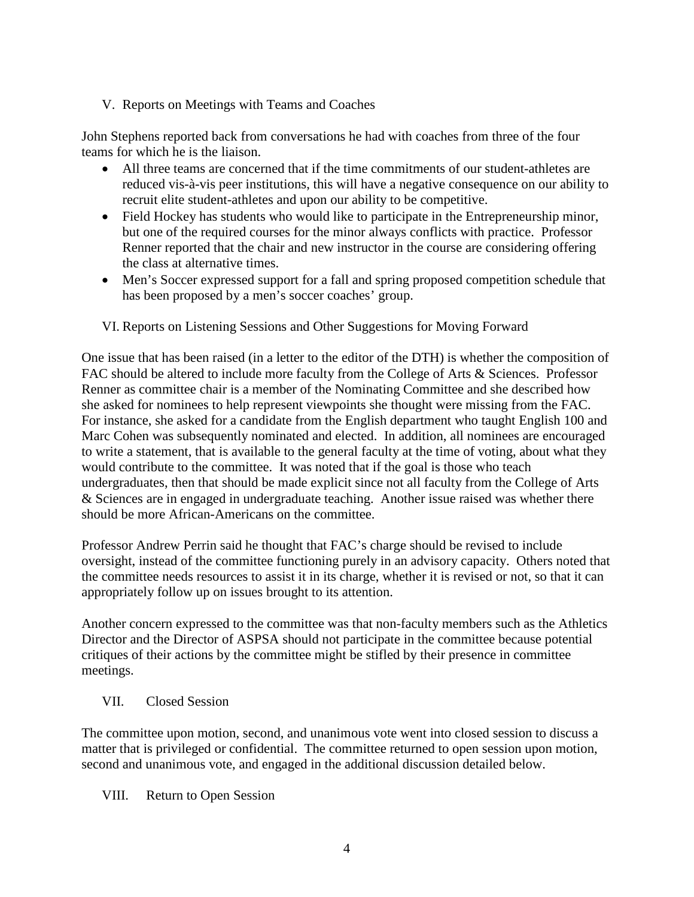## V. Reports on Meetings with Teams and Coaches

John Stephens reported back from conversations he had with coaches from three of the four teams for which he is the liaison.

- All three teams are concerned that if the time commitments of our student-athletes are reduced vis-à-vis peer institutions, this will have a negative consequence on our ability to recruit elite student-athletes and upon our ability to be competitive.
- Field Hockey has students who would like to participate in the Entrepreneurship minor, but one of the required courses for the minor always conflicts with practice. Professor Renner reported that the chair and new instructor in the course are considering offering the class at alternative times.
- Men's Soccer expressed support for a fall and spring proposed competition schedule that has been proposed by a men's soccer coaches' group.

## VI. Reports on Listening Sessions and Other Suggestions for Moving Forward

One issue that has been raised (in a letter to the editor of the DTH) is whether the composition of FAC should be altered to include more faculty from the College of Arts & Sciences. Professor Renner as committee chair is a member of the Nominating Committee and she described how she asked for nominees to help represent viewpoints she thought were missing from the FAC. For instance, she asked for a candidate from the English department who taught English 100 and Marc Cohen was subsequently nominated and elected. In addition, all nominees are encouraged to write a statement, that is available to the general faculty at the time of voting, about what they would contribute to the committee. It was noted that if the goal is those who teach undergraduates, then that should be made explicit since not all faculty from the College of Arts & Sciences are in engaged in undergraduate teaching. Another issue raised was whether there should be more African-Americans on the committee.

Professor Andrew Perrin said he thought that FAC's charge should be revised to include oversight, instead of the committee functioning purely in an advisory capacity. Others noted that the committee needs resources to assist it in its charge, whether it is revised or not, so that it can appropriately follow up on issues brought to its attention.

Another concern expressed to the committee was that non-faculty members such as the Athletics Director and the Director of ASPSA should not participate in the committee because potential critiques of their actions by the committee might be stifled by their presence in committee meetings.

## VII. Closed Session

The committee upon motion, second, and unanimous vote went into closed session to discuss a matter that is privileged or confidential. The committee returned to open session upon motion, second and unanimous vote, and engaged in the additional discussion detailed below.

## VIII. Return to Open Session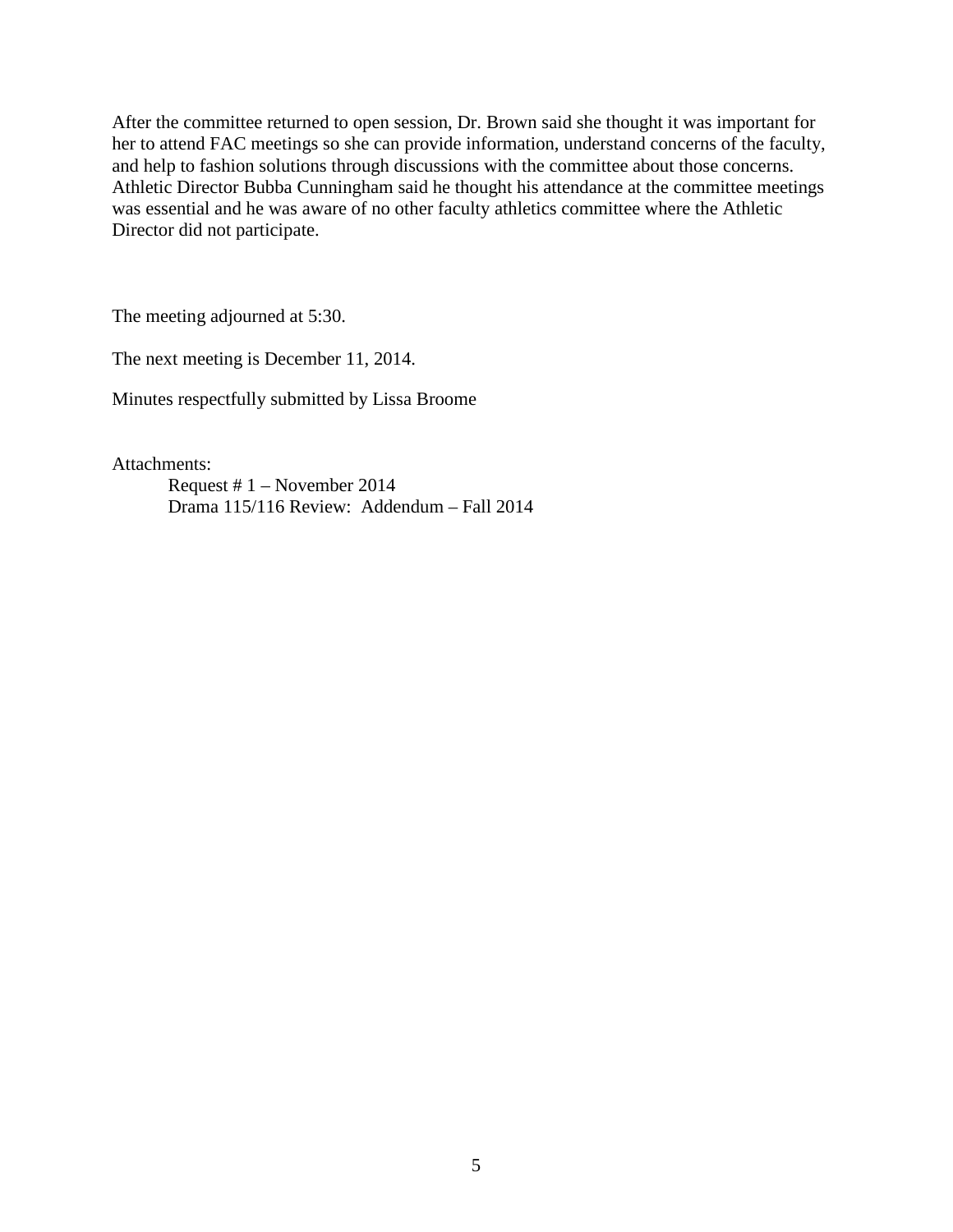After the committee returned to open session, Dr. Brown said she thought it was important for her to attend FAC meetings so she can provide information, understand concerns of the faculty, and help to fashion solutions through discussions with the committee about those concerns. Athletic Director Bubba Cunningham said he thought his attendance at the committee meetings was essential and he was aware of no other faculty athletics committee where the Athletic Director did not participate.

The meeting adjourned at 5:30.

The next meeting is December 11, 2014.

Minutes respectfully submitted by Lissa Broome

Attachments:

- Request # 1 – November 2014
- Drama 115/116 Review: Addendum – Fall 2014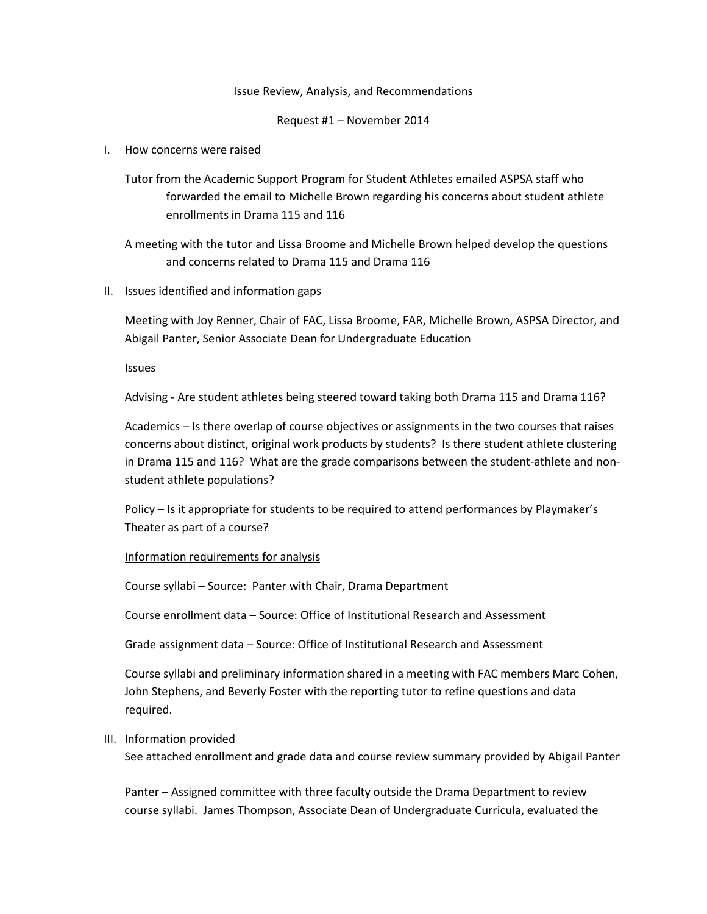Issue Review, Analysis, and Recommendations

Request #1 – November 2014

I. How concerns were raised

   Tutor from the Academic Support Program for Student Athletes emailed ASPSA staff who forwarded the email to Michelle Brown regarding his concerns about student athlete enrollments in Drama 115 and 116

   A meeting with the tutor and Lissa Broome and Michelle Brown helped develop the questions and concerns related to Drama 115 and Drama 116

II. Issues identified and information gaps

   Meeting with Joy Renner, Chair of FAC, Lissa Broome, FAR, Michelle Brown, ASPSA Director, and Abigail Panter, Senior Associate Dean for Undergraduate Education

   <u>Issues</u>

   Advising - Are student athletes being steered toward taking both Drama 115 and Drama 116?

   Academics – Is there overlap of course objectives or assignments in the two courses that raises concerns about distinct, original work products by students? Is there student athlete clustering in Drama 115 and 116? What are the grade comparisons between the student-athlete and non-student athlete populations?

   Policy – Is it appropriate for students to be required to attend performances by Playmaker's Theater as part of a course?

   <u>Information requirements for analysis</u>

   Course syllabi – Source: Panter with Chair, Drama Department

   Course enrollment data – Source: Office of Institutional Research and Assessment

   Grade assignment data – Source: Office of Institutional Research and Assessment

   Course syllabi and preliminary information shared in a meeting with FAC members Marc Cohen, John Stephens, and Beverly Foster with the reporting tutor to refine questions and data required.

III. Information provided

   See attached enrollment and grade data and course review summary provided by Abigail Panter

   Panter – Assigned committee with three faculty outside the Drama Department to review course syllabi. James Thompson, Associate Dean of Undergraduate Curricula, evaluated the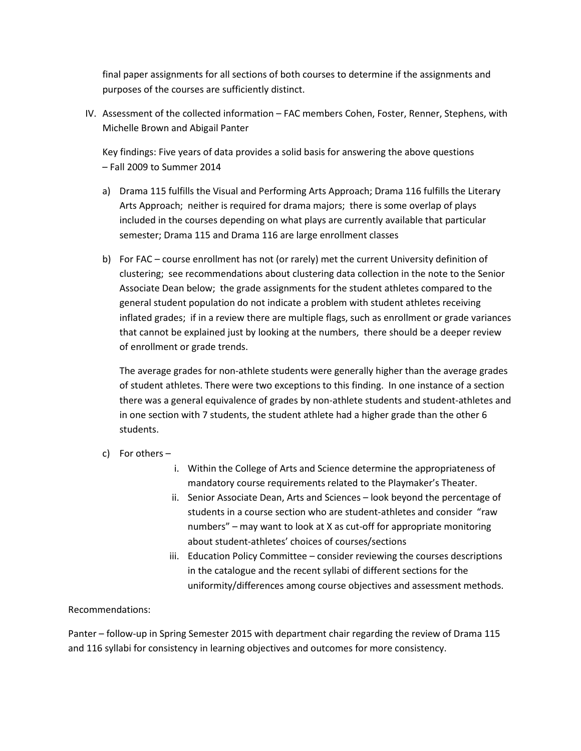final paper assignments for all sections of both courses to determine if the assignments and purposes of the courses are sufficiently distinct.

IV. Assessment of the collected information – FAC members Cohen, Foster, Renner, Stephens, with Michelle Brown and Abigail Panter

Key findings: Five years of data provides a solid basis for answering the above questions – Fall 2009 to Summer 2014

a) Drama 115 fulfills the Visual and Performing Arts Approach; Drama 116 fulfills the Literary Arts Approach; neither is required for drama majors; there is some overlap of plays included in the courses depending on what plays are currently available that particular semester; Drama 115 and Drama 116 are large enrollment classes

b) For FAC – course enrollment has not (or rarely) met the current University definition of clustering; see recommendations about clustering data collection in the note to the Senior Associate Dean below; the grade assignments for the student athletes compared to the general student population do not indicate a problem with student athletes receiving inflated grades; if in a review there are multiple flags, such as enrollment or grade variances that cannot be explained just by looking at the numbers, there should be a deeper review of enrollment or grade trends.

The average grades for non-athlete students were generally higher than the average grades of student athletes. There were two exceptions to this finding. In one instance of a section there was a general equivalence of grades by non-athlete students and student-athletes and in one section with 7 students, the student athlete had a higher grade than the other 6 students.

c) For others –

i. Within the College of Arts and Science determine the appropriateness of mandatory course requirements related to the Playmaker's Theater.

ii. Senior Associate Dean, Arts and Sciences – look beyond the percentage of students in a course section who are student-athletes and consider "raw numbers" – may want to look at X as cut-off for appropriate monitoring about student-athletes' choices of courses/sections

iii. Education Policy Committee – consider reviewing the courses descriptions in the catalogue and the recent syllabi of different sections for the uniformity/differences among course objectives and assessment methods.

Recommendations:

Panter – follow-up in Spring Semester 2015 with department chair regarding the review of Drama 115 and 116 syllabi for consistency in learning objectives and outcomes for more consistency.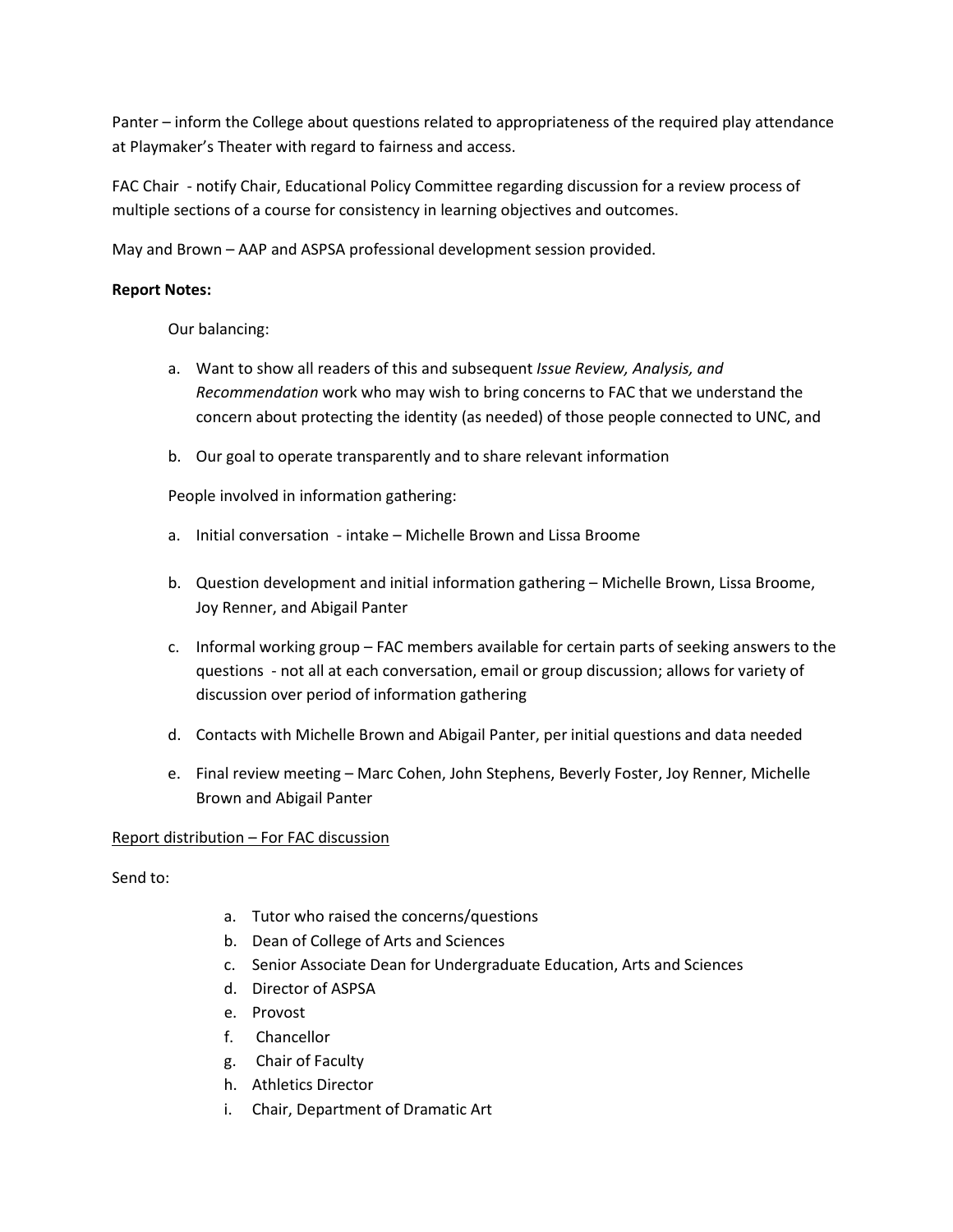Panter – inform the College about questions related to appropriateness of the required play attendance at Playmaker's Theater with regard to fairness and access.

FAC Chair - notify Chair, Educational Policy Committee regarding discussion for a review process of multiple sections of a course for consistency in learning objectives and outcomes.

May and Brown – AAP and ASPSA professional development session provided.

**Report Notes:**

Our balancing:

a. Want to show all readers of this and subsequent *Issue Review, Analysis, and Recommendation* work who may wish to bring concerns to FAC that we understand the concern about protecting the identity (as needed) of those people connected to UNC, and

b. Our goal to operate transparently and to share relevant information

People involved in information gathering:

a. Initial conversation - intake – Michelle Brown and Lissa Broome

b. Question development and initial information gathering – Michelle Brown, Lissa Broome, Joy Renner, and Abigail Panter

c. Informal working group – FAC members available for certain parts of seeking answers to the questions - not all at each conversation, email or group discussion; allows for variety of discussion over period of information gathering

d. Contacts with Michelle Brown and Abigail Panter, per initial questions and data needed

e. Final review meeting – Marc Cohen, John Stephens, Beverly Foster, Joy Renner, Michelle Brown and Abigail Panter

<u>Report distribution – For FAC discussion</u>

Send to:

a. Tutor who raised the concerns/questions
b. Dean of College of Arts and Sciences
c. Senior Associate Dean for Undergraduate Education, Arts and Sciences
d. Director of ASPSA
e. Provost
f. Chancellor
g. Chair of Faculty
h. Athletics Director
i. Chair, Department of Dramatic Art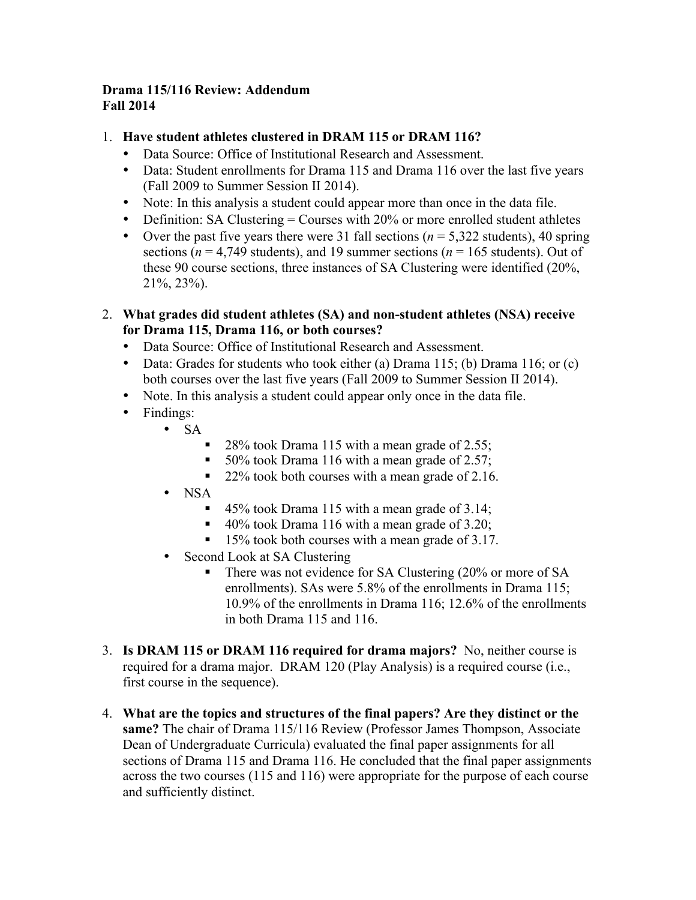**Drama 115/116 Review: Addendum**
**Fall 2014**

1. **Have student athletes clustered in DRAM 115 or DRAM 116?**
   - Data Source: Office of Institutional Research and Assessment.
   - Data: Student enrollments for Drama 115 and Drama 116 over the last five years (Fall 2009 to Summer Session II 2014).
   - Note: In this analysis a student could appear more than once in the data file.
   - Definition: SA Clustering = Courses with 20% or more enrolled student athletes
   - Over the past five years there were 31 fall sections ($n$ = 5,322 students), 40 spring sections ($n$ = 4,749 students), and 19 summer sections ($n$ = 165 students). Out of these 90 course sections, three instances of SA Clustering were identified (20%, 21%, 23%).

2. **What grades did student athletes (SA) and non-student athletes (NSA) receive for Drama 115, Drama 116, or both courses?**
   - Data Source: Office of Institutional Research and Assessment.
   - Data: Grades for students who took either (a) Drama 115; (b) Drama 116; or (c) both courses over the last five years (Fall 2009 to Summer Session II 2014).
   - Note. In this analysis a student could appear only once in the data file.
   - Findings:
     - SA
       - 28% took Drama 115 with a mean grade of 2.55;
       - 50% took Drama 116 with a mean grade of 2.57;
       - 22% took both courses with a mean grade of 2.16.
     - NSA
       - 45% took Drama 115 with a mean grade of 3.14;
       - 40% took Drama 116 with a mean grade of 3.20;
       - 15% took both courses with a mean grade of 3.17.
     - Second Look at SA Clustering
       - There was not evidence for SA Clustering (20% or more of SA enrollments). SAs were 5.8% of the enrollments in Drama 115; 10.9% of the enrollments in Drama 116; 12.6% of the enrollments in both Drama 115 and 116.

3. **Is DRAM 115 or DRAM 116 required for drama majors?** No, neither course is required for a drama major. DRAM 120 (Play Analysis) is a required course (i.e., first course in the sequence).

4. **What are the topics and structures of the final papers? Are they distinct or the same?** The chair of Drama 115/116 Review (Professor James Thompson, Associate Dean of Undergraduate Curricula) evaluated the final paper assignments for all sections of Drama 115 and Drama 116. He concluded that the final paper assignments across the two courses (115 and 116) were appropriate for the purpose of each course and sufficiently distinct.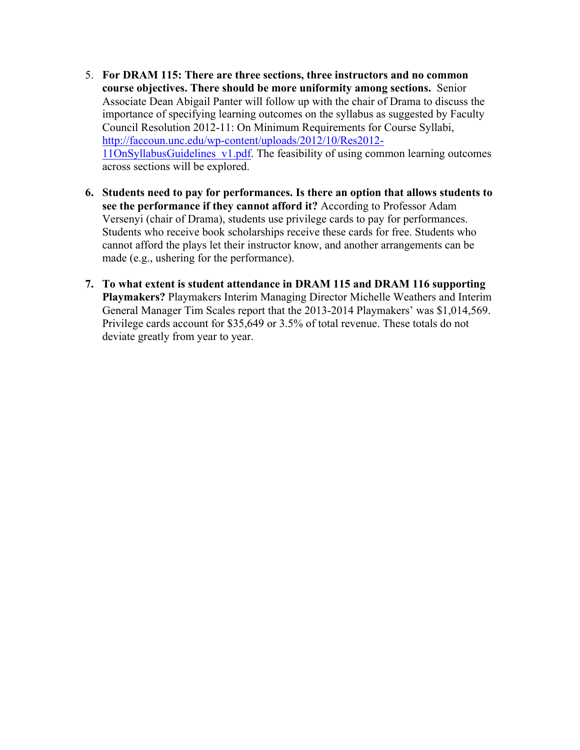5. **For DRAM 115: There are three sections, three instructors and no common course objectives. There should be more uniformity among sections.** Senior Associate Dean Abigail Panter will follow up with the chair of Drama to discuss the importance of specifying learning outcomes on the syllabus as suggested by Faculty Council Resolution 2012-11: On Minimum Requirements for Course Syllabi, [http://faccoun.unc.edu/wp-content/uploads/2012/10/Res2012-11OnSyllabusGuidelines_v1.pdf](http://faccoun.unc.edu/wp-content/uploads/2012/10/Res2012-11OnSyllabusGuidelines_v1.pdf). The feasibility of using common learning outcomes across sections will be explored.

6. **Students need to pay for performances. Is there an option that allows students to see the performance if they cannot afford it?** According to Professor Adam Versenyi (chair of Drama), students use privilege cards to pay for performances. Students who receive book scholarships receive these cards for free. Students who cannot afford the plays let their instructor know, and another arrangements can be made (e.g., ushering for the performance).

7. **To what extent is student attendance in DRAM 115 and DRAM 116 supporting Playmakers?** Playmakers Interim Managing Director Michelle Weathers and Interim General Manager Tim Scales report that the 2013-2014 Playmakers' was $1,014,569. Privilege cards account for $35,649 or 3.5% of total revenue. These totals do not deviate greatly from year to year.